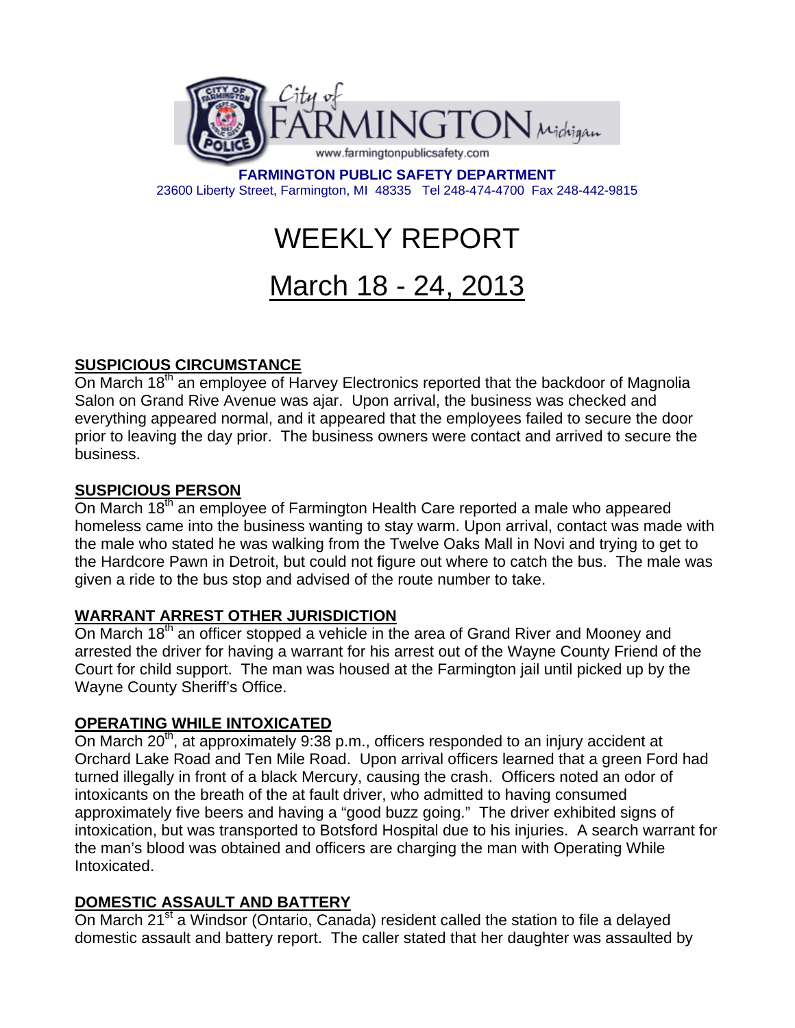City of FARMINGTON Michigan

www.farmingtonpublicsafety.com

**FARMINGTON PUBLIC SAFETY DEPARTMENT**
23600 Liberty Street, Farmington, MI 48335 Tel 248-474-4700 Fax 248-442-9815

# WEEKLY REPORT

# March 18 - 24, 2013

## SUSPICIOUS CIRCUMSTANCE

On March 18th an employee of Harvey Electronics reported that the backdoor of Magnolia Salon on Grand Rive Avenue was ajar. Upon arrival, the business was checked and everything appeared normal, and it appeared that the employees failed to secure the door prior to leaving the day prior. The business owners were contact and arrived to secure the business.

## SUSPICIOUS PERSON

On March 18th an employee of Farmington Health Care reported a male who appeared homeless came into the business wanting to stay warm. Upon arrival, contact was made with the male who stated he was walking from the Twelve Oaks Mall in Novi and trying to get to the Hardcore Pawn in Detroit, but could not figure out where to catch the bus. The male was given a ride to the bus stop and advised of the route number to take.

## WARRANT ARREST OTHER JURISDICTION

On March 18th an officer stopped a vehicle in the area of Grand River and Mooney and arrested the driver for having a warrant for his arrest out of the Wayne County Friend of the Court for child support. The man was housed at the Farmington jail until picked up by the Wayne County Sheriff's Office.

## OPERATING WHILE INTOXICATED

On March 20th, at approximately 9:38 p.m., officers responded to an injury accident at Orchard Lake Road and Ten Mile Road. Upon arrival officers learned that a green Ford had turned illegally in front of a black Mercury, causing the crash. Officers noted an odor of intoxicants on the breath of the at fault driver, who admitted to having consumed approximately five beers and having a "good buzz going." The driver exhibited signs of intoxication, but was transported to Botsford Hospital due to his injuries. A search warrant for the man's blood was obtained and officers are charging the man with Operating While Intoxicated.

## DOMESTIC ASSAULT AND BATTERY

On March 21st a Windsor (Ontario, Canada) resident called the station to file a delayed domestic assault and battery report. The caller stated that her daughter was assaulted by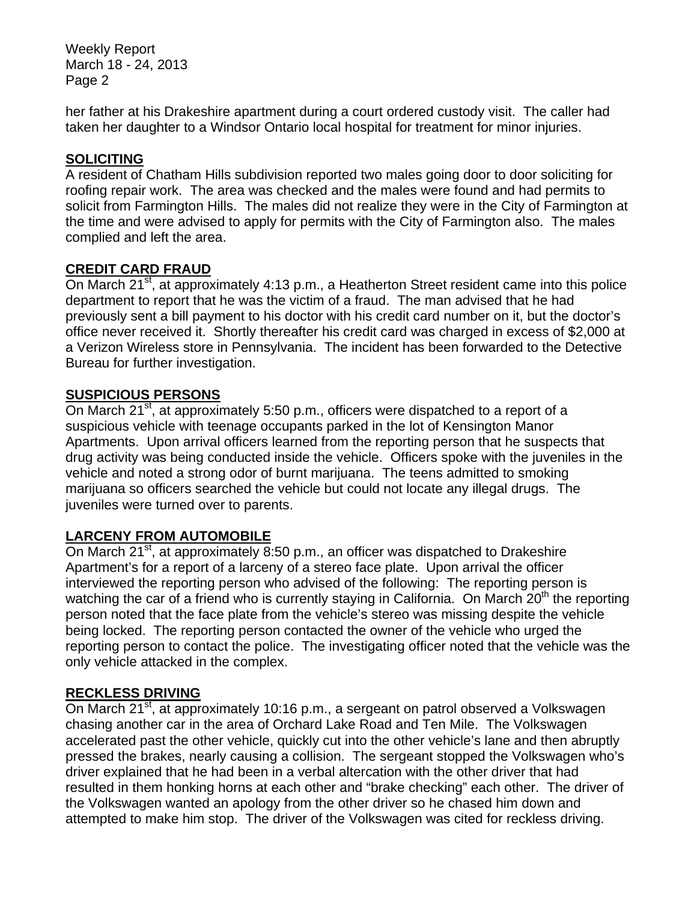her father at his Drakeshire apartment during a court ordered custody visit. The caller had taken her daughter to a Windsor Ontario local hospital for treatment for minor injuries.

## SOLICITING

A resident of Chatham Hills subdivision reported two males going door to door soliciting for roofing repair work. The area was checked and the males were found and had permits to solicit from Farmington Hills. The males did not realize they were in the City of Farmington at the time and were advised to apply for permits with the City of Farmington also. The males complied and left the area.

## CREDIT CARD FRAUD

On March 21st, at approximately 4:13 p.m., a Heatherton Street resident came into this police department to report that he was the victim of a fraud. The man advised that he had previously sent a bill payment to his doctor with his credit card number on it, but the doctor's office never received it. Shortly thereafter his credit card was charged in excess of $2,000 at a Verizon Wireless store in Pennsylvania. The incident has been forwarded to the Detective Bureau for further investigation.

## SUSPICIOUS PERSONS

On March 21st, at approximately 5:50 p.m., officers were dispatched to a report of a suspicious vehicle with teenage occupants parked in the lot of Kensington Manor Apartments. Upon arrival officers learned from the reporting person that he suspects that drug activity was being conducted inside the vehicle. Officers spoke with the juveniles in the vehicle and noted a strong odor of burnt marijuana. The teens admitted to smoking marijuana so officers searched the vehicle but could not locate any illegal drugs. The juveniles were turned over to parents.

## LARCENY FROM AUTOMOBILE

On March 21st, at approximately 8:50 p.m., an officer was dispatched to Drakeshire Apartment's for a report of a larceny of a stereo face plate. Upon arrival the officer interviewed the reporting person who advised of the following: The reporting person is watching the car of a friend who is currently staying in California. On March 20th the reporting person noted that the face plate from the vehicle's stereo was missing despite the vehicle being locked. The reporting person contacted the owner of the vehicle who urged the reporting person to contact the police. The investigating officer noted that the vehicle was the only vehicle attacked in the complex.

## RECKLESS DRIVING

On March 21st, at approximately 10:16 p.m., a sergeant on patrol observed a Volkswagen chasing another car in the area of Orchard Lake Road and Ten Mile. The Volkswagen accelerated past the other vehicle, quickly cut into the other vehicle's lane and then abruptly pressed the brakes, nearly causing a collision. The sergeant stopped the Volkswagen who's driver explained that he had been in a verbal altercation with the other driver that had resulted in them honking horns at each other and "brake checking" each other. The driver of the Volkswagen wanted an apology from the other driver so he chased him down and attempted to make him stop. The driver of the Volkswagen was cited for reckless driving.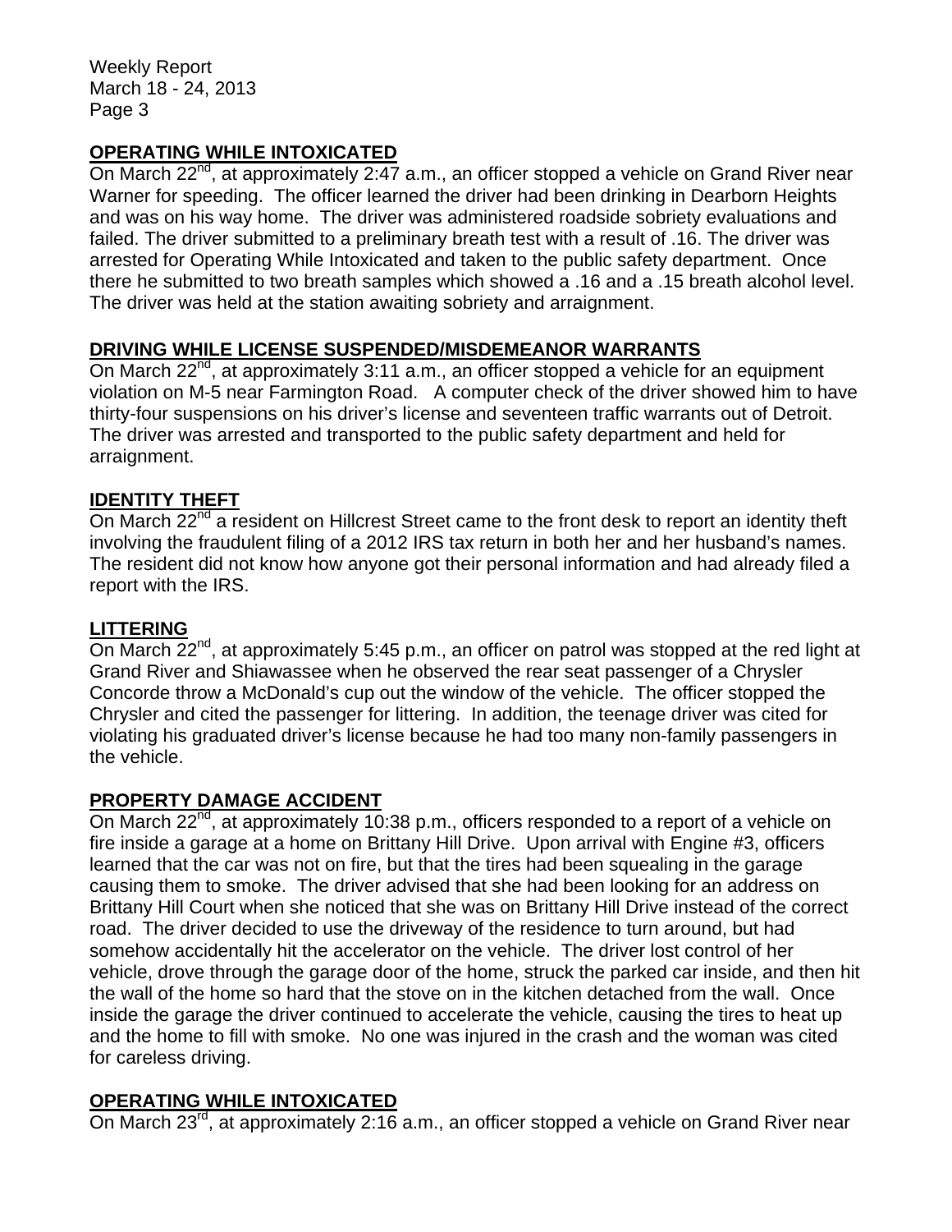## OPERATING WHILE INTOXICATED

On March 22nd, at approximately 2:47 a.m., an officer stopped a vehicle on Grand River near Warner for speeding. The officer learned the driver had been drinking in Dearborn Heights and was on his way home. The driver was administered roadside sobriety evaluations and failed. The driver submitted to a preliminary breath test with a result of .16. The driver was arrested for Operating While Intoxicated and taken to the public safety department. Once there he submitted to two breath samples which showed a .16 and a .15 breath alcohol level. The driver was held at the station awaiting sobriety and arraignment.

## DRIVING WHILE LICENSE SUSPENDED/MISDEMEANOR WARRANTS

On March 22nd, at approximately 3:11 a.m., an officer stopped a vehicle for an equipment violation on M-5 near Farmington Road. A computer check of the driver showed him to have thirty-four suspensions on his driver's license and seventeen traffic warrants out of Detroit. The driver was arrested and transported to the public safety department and held for arraignment.

## IDENTITY THEFT

On March 22nd a resident on Hillcrest Street came to the front desk to report an identity theft involving the fraudulent filing of a 2012 IRS tax return in both her and her husband's names. The resident did not know how anyone got their personal information and had already filed a report with the IRS.

## LITTERING

On March 22nd, at approximately 5:45 p.m., an officer on patrol was stopped at the red light at Grand River and Shiawassee when he observed the rear seat passenger of a Chrysler Concorde throw a McDonald's cup out the window of the vehicle. The officer stopped the Chrysler and cited the passenger for littering. In addition, the teenage driver was cited for violating his graduated driver's license because he had too many non-family passengers in the vehicle.

## PROPERTY DAMAGE ACCIDENT

On March 22nd, at approximately 10:38 p.m., officers responded to a report of a vehicle on fire inside a garage at a home on Brittany Hill Drive. Upon arrival with Engine #3, officers learned that the car was not on fire, but that the tires had been squealing in the garage causing them to smoke. The driver advised that she had been looking for an address on Brittany Hill Court when she noticed that she was on Brittany Hill Drive instead of the correct road. The driver decided to use the driveway of the residence to turn around, but had somehow accidentally hit the accelerator on the vehicle. The driver lost control of her vehicle, drove through the garage door of the home, struck the parked car inside, and then hit the wall of the home so hard that the stove on in the kitchen detached from the wall. Once inside the garage the driver continued to accelerate the vehicle, causing the tires to heat up and the home to fill with smoke. No one was injured in the crash and the woman was cited for careless driving.

## OPERATING WHILE INTOXICATED

On March 23rd, at approximately 2:16 a.m., an officer stopped a vehicle on Grand River near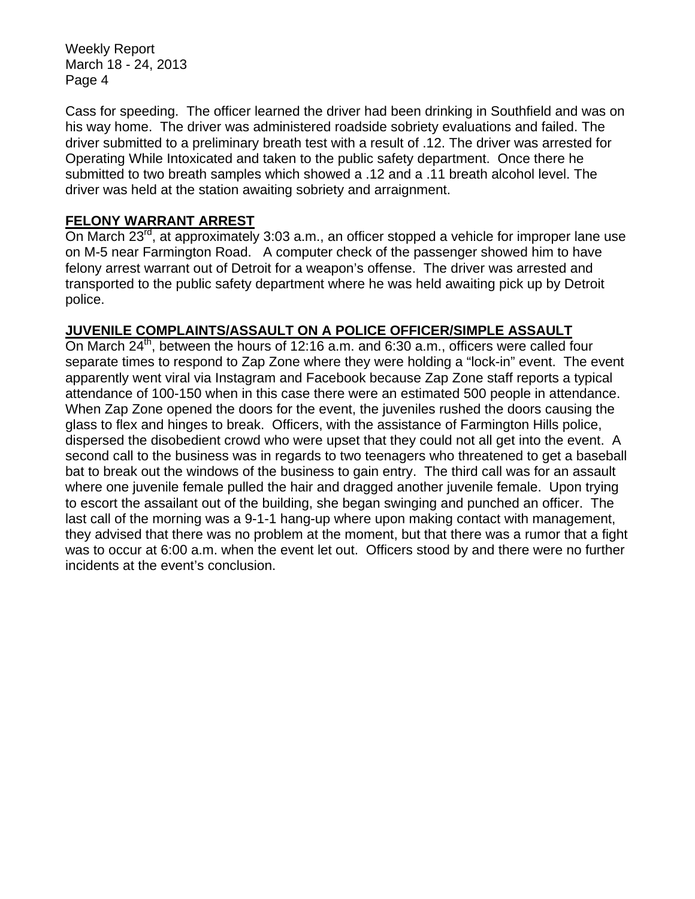Cass for speeding. The officer learned the driver had been drinking in Southfield and was on his way home. The driver was administered roadside sobriety evaluations and failed. The driver submitted to a preliminary breath test with a result of .12. The driver was arrested for Operating While Intoxicated and taken to the public safety department. Once there he submitted to two breath samples which showed a .12 and a .11 breath alcohol level. The driver was held at the station awaiting sobriety and arraignment.

## FELONY WARRANT ARREST

On March 23rd, at approximately 3:03 a.m., an officer stopped a vehicle for improper lane use on M-5 near Farmington Road. A computer check of the passenger showed him to have felony arrest warrant out of Detroit for a weapon's offense. The driver was arrested and transported to the public safety department where he was held awaiting pick up by Detroit police.

## JUVENILE COMPLAINTS/ASSAULT ON A POLICE OFFICER/SIMPLE ASSAULT

On March 24th, between the hours of 12:16 a.m. and 6:30 a.m., officers were called four separate times to respond to Zap Zone where they were holding a "lock-in" event. The event apparently went viral via Instagram and Facebook because Zap Zone staff reports a typical attendance of 100-150 when in this case there were an estimated 500 people in attendance. When Zap Zone opened the doors for the event, the juveniles rushed the doors causing the glass to flex and hinges to break. Officers, with the assistance of Farmington Hills police, dispersed the disobedient crowd who were upset that they could not all get into the event. A second call to the business was in regards to two teenagers who threatened to get a baseball bat to break out the windows of the business to gain entry. The third call was for an assault where one juvenile female pulled the hair and dragged another juvenile female. Upon trying to escort the assailant out of the building, she began swinging and punched an officer. The last call of the morning was a 9-1-1 hang-up where upon making contact with management, they advised that there was no problem at the moment, but that there was a rumor that a fight was to occur at 6:00 a.m. when the event let out. Officers stood by and there were no further incidents at the event's conclusion.